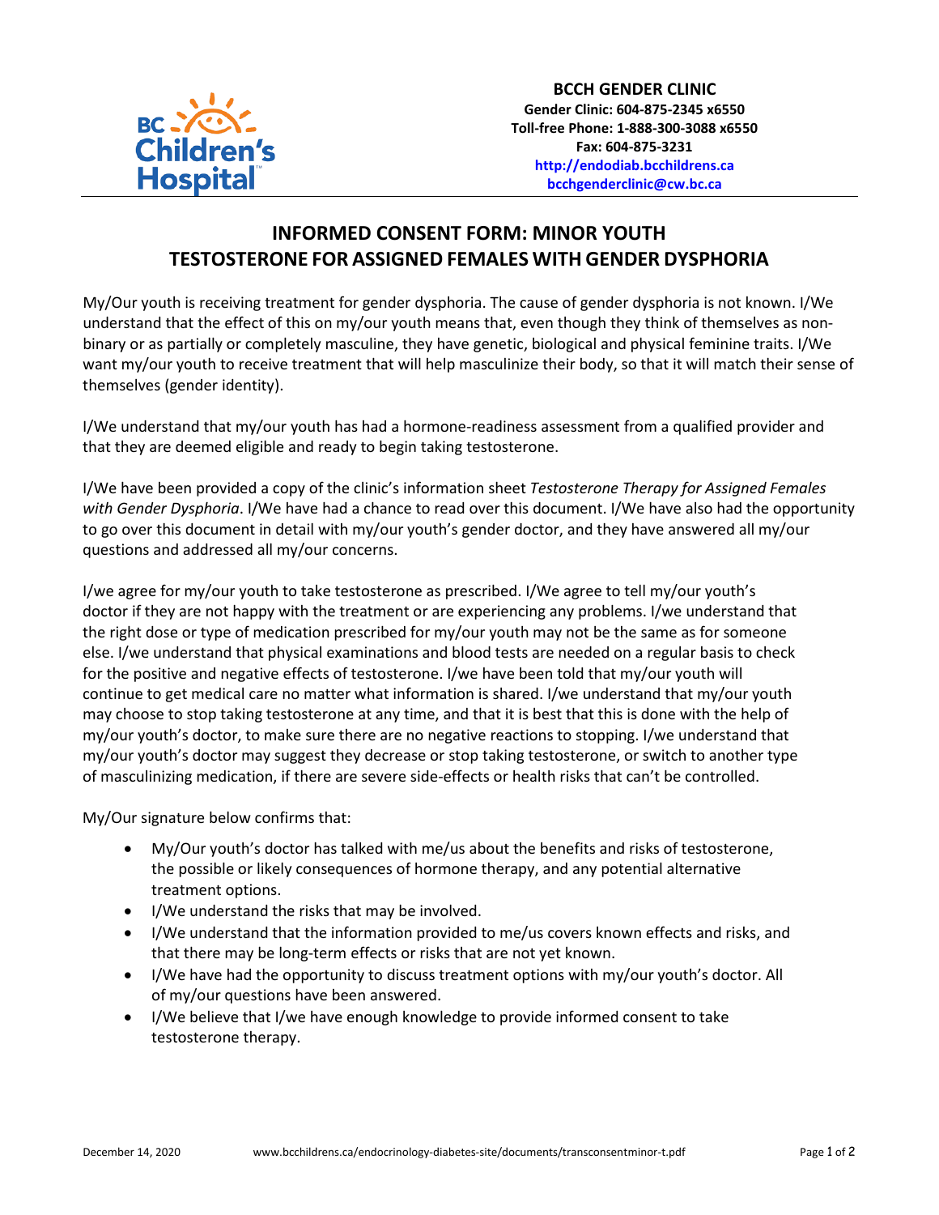**BCCH GENDER CLINIC**
**Gender Clinic: 604-875-2345 x6550**
**Toll-free Phone: 1-888-300-3088 x6550**
**Fax: 604-875-3231**
**http://endodiab.bcchildrens.ca**
**bcchgenderclinic@cw.bc.ca**

# INFORMED CONSENT FORM: MINOR YOUTH TESTOSTERONE FOR ASSIGNED FEMALES WITH GENDER DYSPHORIA

My/Our youth is receiving treatment for gender dysphoria. The cause of gender dysphoria is not known. I/We understand that the effect of this on my/our youth means that, even though they think of themselves as non-binary or as partially or completely masculine, they have genetic, biological and physical feminine traits. I/We want my/our youth to receive treatment that will help masculinize their body, so that it will match their sense of themselves (gender identity).

I/We understand that my/our youth has had a hormone-readiness assessment from a qualified provider and that they are deemed eligible and ready to begin taking testosterone.

I/We have been provided a copy of the clinic's information sheet *Testosterone Therapy for Assigned Females with Gender Dysphoria*. I/We have had a chance to read over this document. I/We have also had the opportunity to go over this document in detail with my/our youth's gender doctor, and they have answered all my/our questions and addressed all my/our concerns.

I/we agree for my/our youth to take testosterone as prescribed. I/We agree to tell my/our youth's doctor if they are not happy with the treatment or are experiencing any problems. I/we understand that the right dose or type of medication prescribed for my/our youth may not be the same as for someone else. I/we understand that physical examinations and blood tests are needed on a regular basis to check for the positive and negative effects of testosterone. I/we have been told that my/our youth will continue to get medical care no matter what information is shared. I/we understand that my/our youth may choose to stop taking testosterone at any time, and that it is best that this is done with the help of my/our youth's doctor, to make sure there are no negative reactions to stopping. I/we understand that my/our youth's doctor may suggest they decrease or stop taking testosterone, or switch to another type of masculinizing medication, if there are severe side-effects or health risks that can't be controlled.

My/Our signature below confirms that:

- My/Our youth's doctor has talked with me/us about the benefits and risks of testosterone, the possible or likely consequences of hormone therapy, and any potential alternative treatment options.
- I/We understand the risks that may be involved.
- I/We understand that the information provided to me/us covers known effects and risks, and that there may be long-term effects or risks that are not yet known.
- I/We have had the opportunity to discuss treatment options with my/our youth's doctor. All of my/our questions have been answered.
- I/We believe that I/we have enough knowledge to provide informed consent to take testosterone therapy.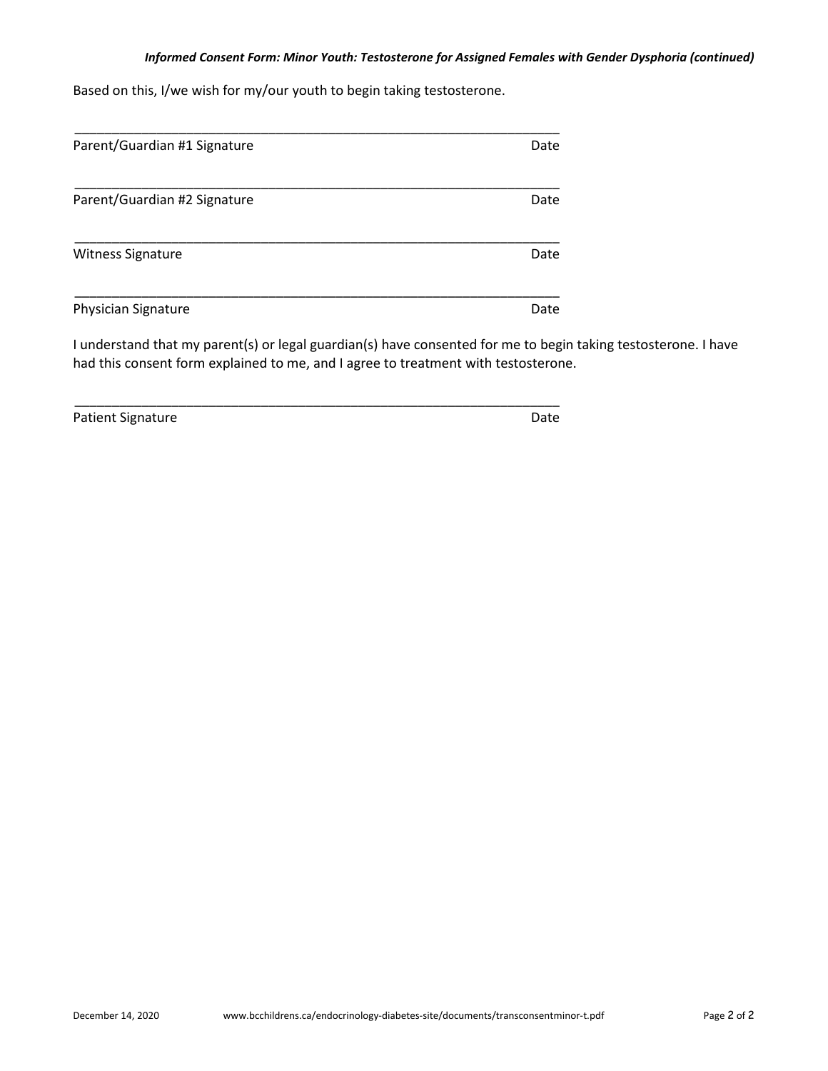Based on this, I/we wish for my/our youth to begin taking testosterone.

\_\_\_\_\_\_\_\_\_\_\_\_\_\_\_\_\_\_\_\_\_\_\_\_\_\_\_\_\_\_\_\_\_\_\_\_\_\_\_\_\_\_\_\_\_\_\_\_\_\_\_\_\_\_\_\_\_\_\_\_\_\_\_\_

Parent/Guardian #1 Signature                                                                                    Date

\_\_\_\_\_\_\_\_\_\_\_\_\_\_\_\_\_\_\_\_\_\_\_\_\_\_\_\_\_\_\_\_\_\_\_\_\_\_\_\_\_\_\_\_\_\_\_\_\_\_\_\_\_\_\_\_\_\_\_\_\_\_\_\_

Parent/Guardian #2 Signature                                                                                    Date

\_\_\_\_\_\_\_\_\_\_\_\_\_\_\_\_\_\_\_\_\_\_\_\_\_\_\_\_\_\_\_\_\_\_\_\_\_\_\_\_\_\_\_\_\_\_\_\_\_\_\_\_\_\_\_\_\_\_\_\_\_\_\_\_

Witness Signature                                                                                                      Date

\_\_\_\_\_\_\_\_\_\_\_\_\_\_\_\_\_\_\_\_\_\_\_\_\_\_\_\_\_\_\_\_\_\_\_\_\_\_\_\_\_\_\_\_\_\_\_\_\_\_\_\_\_\_\_\_\_\_\_\_\_\_\_\_

Physician Signature                                                                                                   Date

I understand that my parent(s) or legal guardian(s) have consented for me to begin taking testosterone. I have had this consent form explained to me, and I agree to treatment with testosterone.

\_\_\_\_\_\_\_\_\_\_\_\_\_\_\_\_\_\_\_\_\_\_\_\_\_\_\_\_\_\_\_\_\_\_\_\_\_\_\_\_\_\_\_\_\_\_\_\_\_\_\_\_\_\_\_\_\_\_\_\_\_\_\_\_

Patient Signature                                                                                                       Date